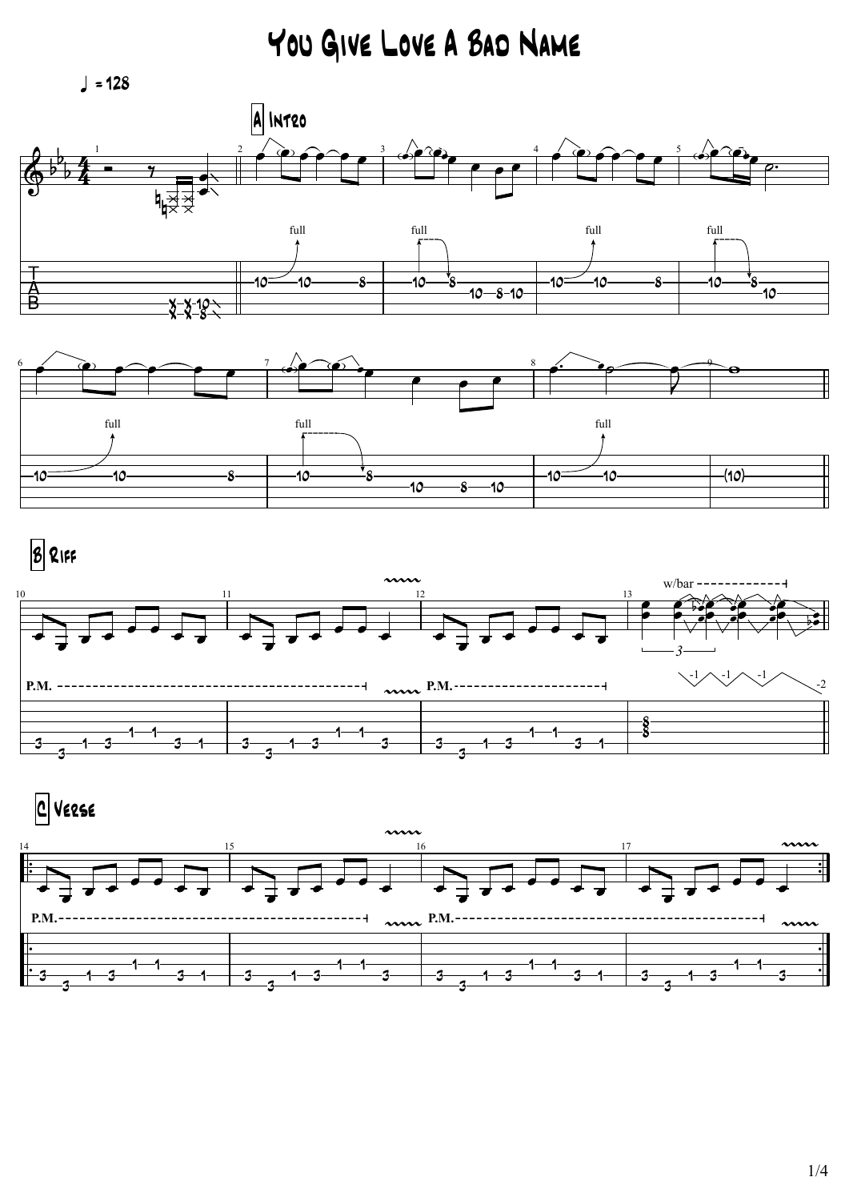# You Give Love A Bad Name

♩ = 128

**A Intro**

**B Riff**

**C Verse**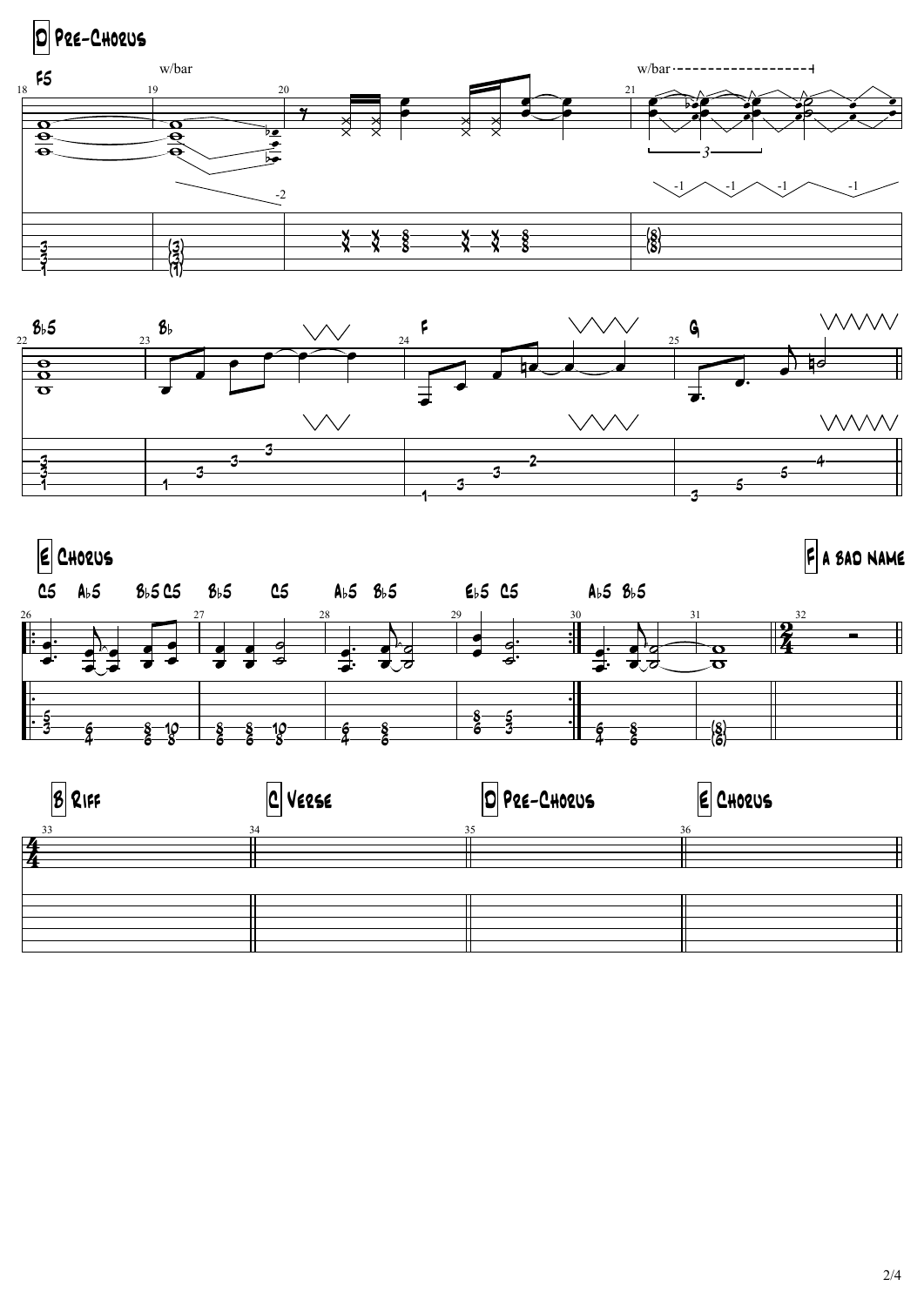## D Pre-Chorus

F5 — w/bar — w/bar

B♭5 — B♭ — F — G

## E Chorus

C5 A♭5 B♭5 C5 B♭5 C5 A♭5 B♭5 E♭5 C5 A♭5 B♭5

## F a bad name

## B Riff

## C Verse

## D Pre-Chorus

## E Chorus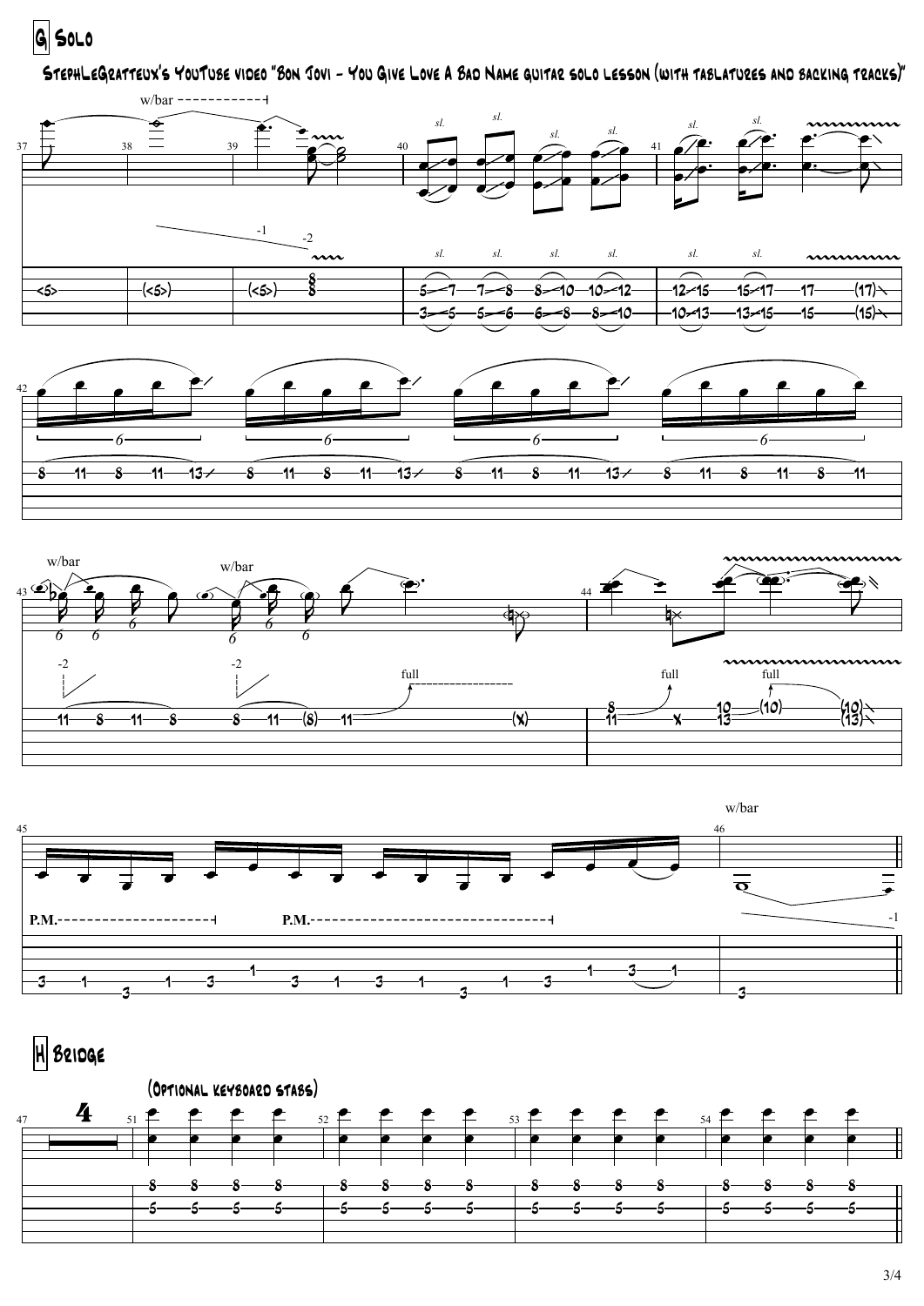## G Solo

StephLeGratteux's YouTube video "Bon Jovi - You Give Love A Bad Name guitar solo lesson (with tablatures and backing tracks)"

## H Bridge

(Optional keyboard stabs)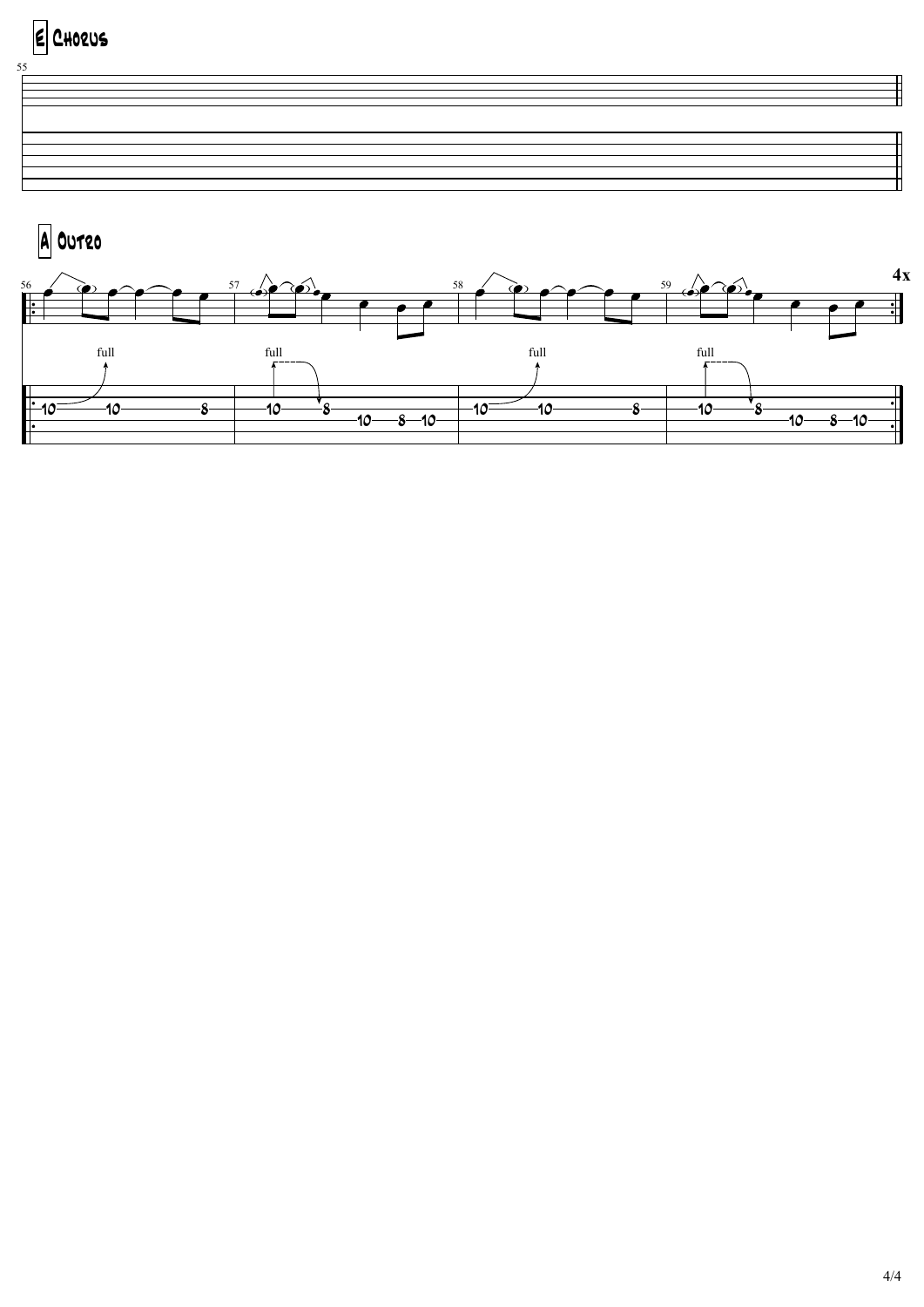E Chorus

55

A Outro

56 57 58 59

4x

full full full full

10 10 8 10 8 10 8 10 10 10 8 10 8 10 8 10